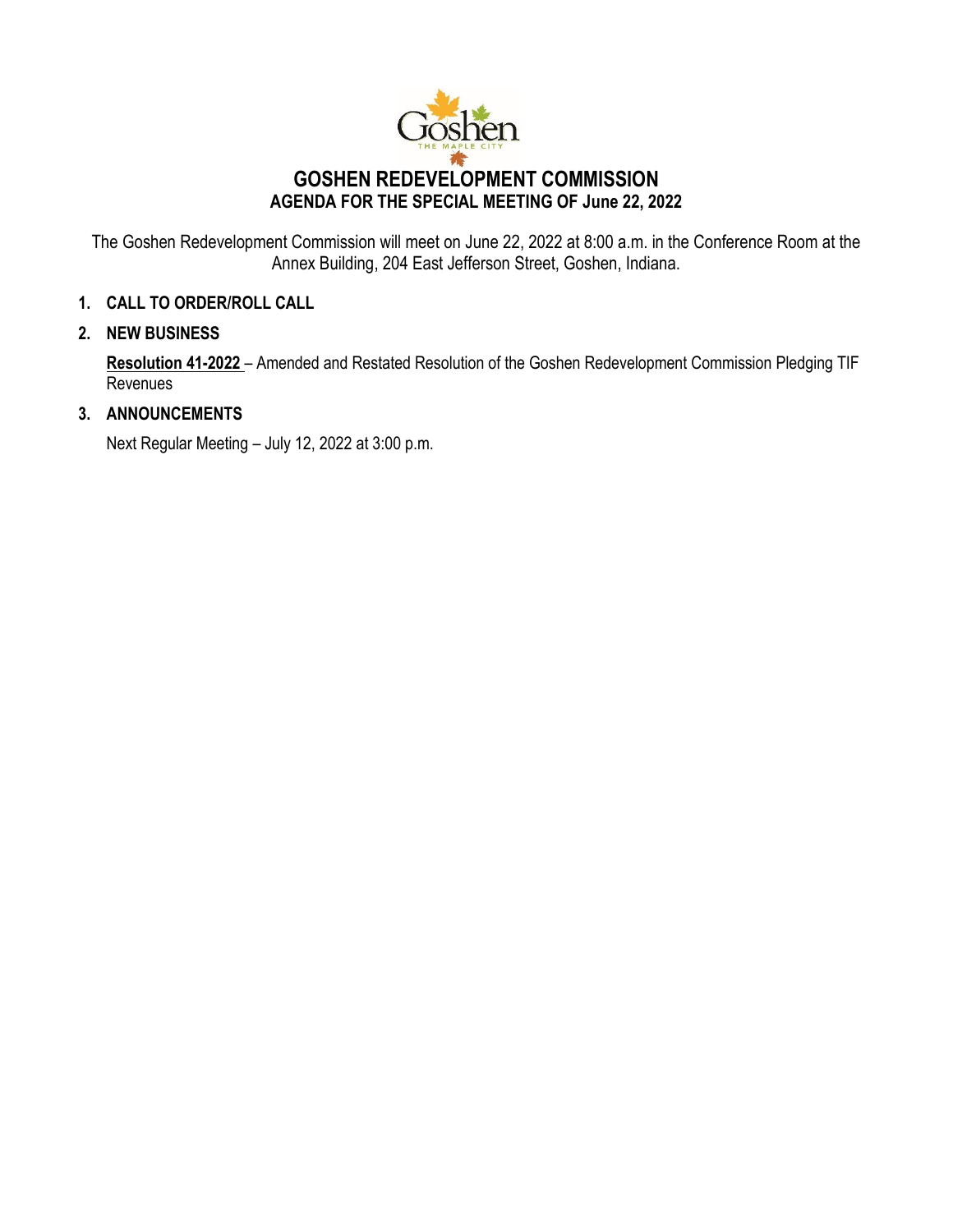# GOSHEN REDEVELOPMENT COMMISSION

## AGENDA FOR THE SPECIAL MEETING OF June 22, 2022

The Goshen Redevelopment Commission will meet on June 22, 2022 at 8:00 a.m. in the Conference Room at the Annex Building, 204 East Jefferson Street, Goshen, Indiana.

1. **CALL TO ORDER/ROLL CALL**

2. **NEW BUSINESS**

   **Resolution 41-2022** – Amended and Restated Resolution of the Goshen Redevelopment Commission Pledging TIF Revenues

3. **ANNOUNCEMENTS**

   Next Regular Meeting – July 12, 2022 at 3:00 p.m.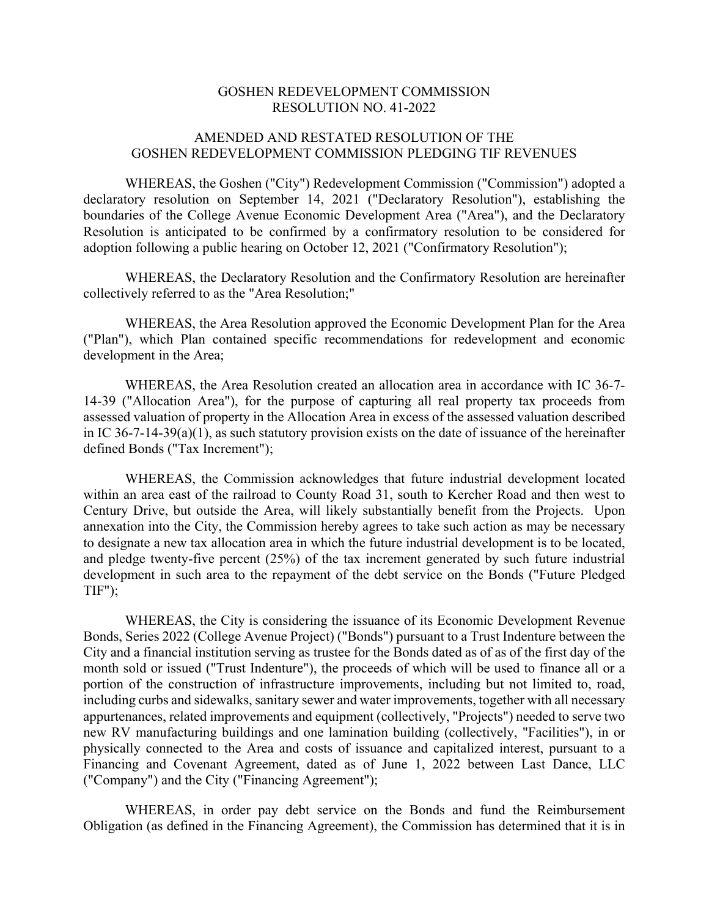GOSHEN REDEVELOPMENT COMMISSION
RESOLUTION NO. 41-2022

AMENDED AND RESTATED RESOLUTION OF THE
GOSHEN REDEVELOPMENT COMMISSION PLEDGING TIF REVENUES

WHEREAS, the Goshen ("City") Redevelopment Commission ("Commission") adopted a declaratory resolution on September 14, 2021 ("Declaratory Resolution"), establishing the boundaries of the College Avenue Economic Development Area ("Area"), and the Declaratory Resolution is anticipated to be confirmed by a confirmatory resolution to be considered for adoption following a public hearing on October 12, 2021 ("Confirmatory Resolution");

WHEREAS, the Declaratory Resolution and the Confirmatory Resolution are hereinafter collectively referred to as the "Area Resolution;"

WHEREAS, the Area Resolution approved the Economic Development Plan for the Area ("Plan"), which Plan contained specific recommendations for redevelopment and economic development in the Area;

WHEREAS, the Area Resolution created an allocation area in accordance with IC 36-7-14-39 ("Allocation Area"), for the purpose of capturing all real property tax proceeds from assessed valuation of property in the Allocation Area in excess of the assessed valuation described in IC 36-7-14-39(a)(1), as such statutory provision exists on the date of issuance of the hereinafter defined Bonds ("Tax Increment");

WHEREAS, the Commission acknowledges that future industrial development located within an area east of the railroad to County Road 31, south to Kercher Road and then west to Century Drive, but outside the Area, will likely substantially benefit from the Projects. Upon annexation into the City, the Commission hereby agrees to take such action as may be necessary to designate a new tax allocation area in which the future industrial development is to be located, and pledge twenty-five percent (25%) of the tax increment generated by such future industrial development in such area to the repayment of the debt service on the Bonds ("Future Pledged TIF");

WHEREAS, the City is considering the issuance of its Economic Development Revenue Bonds, Series 2022 (College Avenue Project) ("Bonds") pursuant to a Trust Indenture between the City and a financial institution serving as trustee for the Bonds dated as of as of the first day of the month sold or issued ("Trust Indenture"), the proceeds of which will be used to finance all or a portion of the construction of infrastructure improvements, including but not limited to, road, including curbs and sidewalks, sanitary sewer and water improvements, together with all necessary appurtenances, related improvements and equipment (collectively, "Projects") needed to serve two new RV manufacturing buildings and one lamination building (collectively, "Facilities"), in or physically connected to the Area and costs of issuance and capitalized interest, pursuant to a Financing and Covenant Agreement, dated as of June 1, 2022 between Last Dance, LLC ("Company") and the City ("Financing Agreement");

WHEREAS, in order pay debt service on the Bonds and fund the Reimbursement Obligation (as defined in the Financing Agreement), the Commission has determined that it is in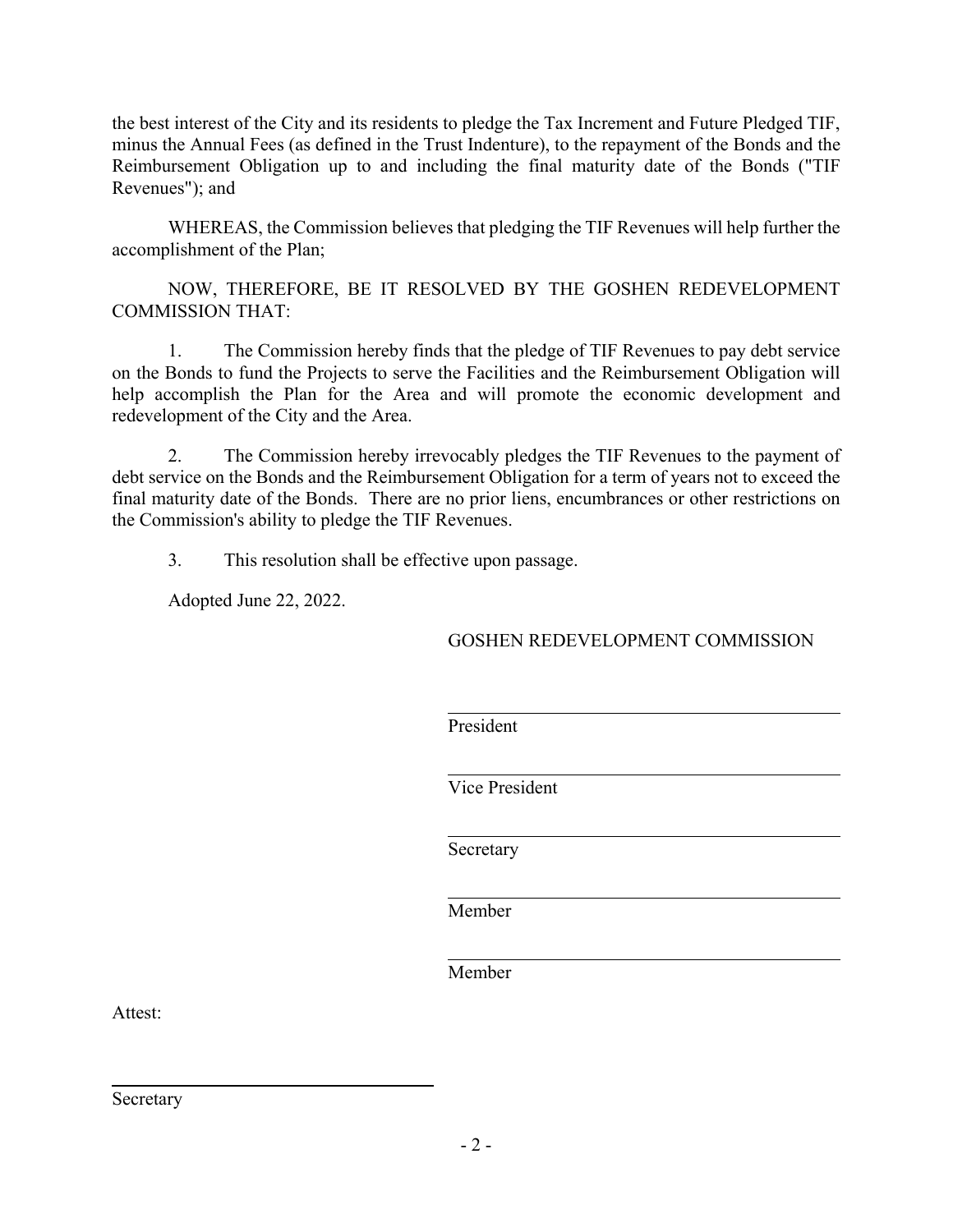the best interest of the City and its residents to pledge the Tax Increment and Future Pledged TIF, minus the Annual Fees (as defined in the Trust Indenture), to the repayment of the Bonds and the Reimbursement Obligation up to and including the final maturity date of the Bonds ("TIF Revenues"); and

WHEREAS, the Commission believes that pledging the TIF Revenues will help further the accomplishment of the Plan;

NOW, THEREFORE, BE IT RESOLVED BY THE GOSHEN REDEVELOPMENT COMMISSION THAT:

1. The Commission hereby finds that the pledge of TIF Revenues to pay debt service on the Bonds to fund the Projects to serve the Facilities and the Reimbursement Obligation will help accomplish the Plan for the Area and will promote the economic development and redevelopment of the City and the Area.

2. The Commission hereby irrevocably pledges the TIF Revenues to the payment of debt service on the Bonds and the Reimbursement Obligation for a term of years not to exceed the final maturity date of the Bonds. There are no prior liens, encumbrances or other restrictions on the Commission's ability to pledge the TIF Revenues.

3. This resolution shall be effective upon passage.

Adopted June 22, 2022.

GOSHEN REDEVELOPMENT COMMISSION

\_\_\_\_\_\_\_\_\_\_\_\_\_\_\_\_\_\_\_\_\_\_\_\_\_\_\_\_\_\_\_\_\_\_\_\_
President

\_\_\_\_\_\_\_\_\_\_\_\_\_\_\_\_\_\_\_\_\_\_\_\_\_\_\_\_\_\_\_\_\_\_\_\_
Vice President

\_\_\_\_\_\_\_\_\_\_\_\_\_\_\_\_\_\_\_\_\_\_\_\_\_\_\_\_\_\_\_\_\_\_\_\_
Secretary

\_\_\_\_\_\_\_\_\_\_\_\_\_\_\_\_\_\_\_\_\_\_\_\_\_\_\_\_\_\_\_\_\_\_\_\_
Member

\_\_\_\_\_\_\_\_\_\_\_\_\_\_\_\_\_\_\_\_\_\_\_\_\_\_\_\_\_\_\_\_\_\_\_\_
Member

Attest:

\_\_\_\_\_\_\_\_\_\_\_\_\_\_\_\_\_\_\_\_\_\_\_\_\_\_\_\_\_\_\_\_\_\_\_\_
Secretary